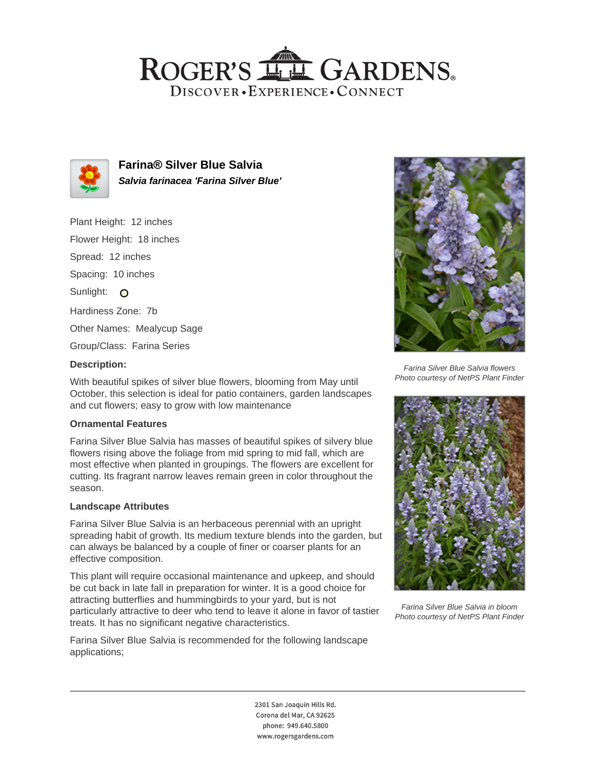# ROGER'S GARDENS

DISCOVER • EXPERIENCE • CONNECT

## Farina® Silver Blue Salvia

***Salvia farinacea 'Farina Silver Blue'***

Plant Height: 12 inches

Flower Height: 18 inches

Spread: 12 inches

Spacing: 10 inches

Sunlight:

Hardiness Zone: 7b

Other Names: Mealycup Sage

Group/Class: Farina Series

### Description:

With beautiful spikes of silver blue flowers, blooming from May until October, this selection is ideal for patio containers, garden landscapes and cut flowers; easy to grow with low maintenance

#### Ornamental Features

Farina Silver Blue Salvia has masses of beautiful spikes of silvery blue flowers rising above the foliage from mid spring to mid fall, which are most effective when planted in groupings. The flowers are excellent for cutting. Its fragrant narrow leaves remain green in color throughout the season.

#### Landscape Attributes

Farina Silver Blue Salvia is an herbaceous perennial with an upright spreading habit of growth. Its medium texture blends into the garden, but can always be balanced by a couple of finer or coarser plants for an effective composition.

This plant will require occasional maintenance and upkeep, and should be cut back in late fall in preparation for winter. It is a good choice for attracting butterflies and hummingbirds to your yard, but is not particularly attractive to deer who tend to leave it alone in favor of tastier treats. It has no significant negative characteristics.

Farina Silver Blue Salvia is recommended for the following landscape applications;

*Farina Silver Blue Salvia flowers*
*Photo courtesy of NetPS Plant Finder*

*Farina Silver Blue Salvia in bloom*
*Photo courtesy of NetPS Plant Finder*

2301 San Joaquin Hills Rd.
Corona del Mar, CA 92625
phone: 949.640.5800
www.rogersgardens.com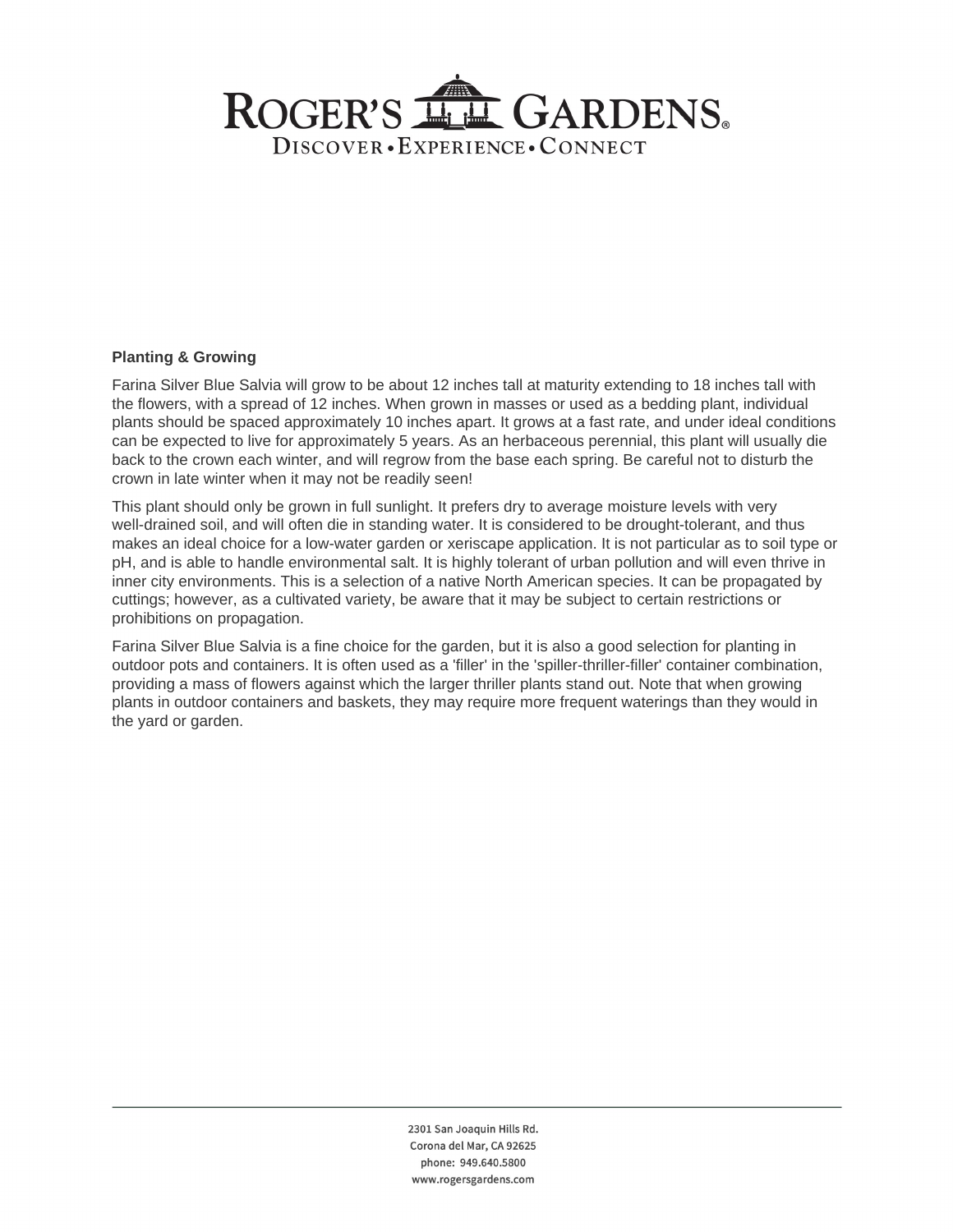**Planting & Growing**

Farina Silver Blue Salvia will grow to be about 12 inches tall at maturity extending to 18 inches tall with the flowers, with a spread of 12 inches. When grown in masses or used as a bedding plant, individual plants should be spaced approximately 10 inches apart. It grows at a fast rate, and under ideal conditions can be expected to live for approximately 5 years. As an herbaceous perennial, this plant will usually die back to the crown each winter, and will regrow from the base each spring. Be careful not to disturb the crown in late winter when it may not be readily seen!

This plant should only be grown in full sunlight. It prefers dry to average moisture levels with very well-drained soil, and will often die in standing water. It is considered to be drought-tolerant, and thus makes an ideal choice for a low-water garden or xeriscape application. It is not particular as to soil type or pH, and is able to handle environmental salt. It is highly tolerant of urban pollution and will even thrive in inner city environments. This is a selection of a native North American species. It can be propagated by cuttings; however, as a cultivated variety, be aware that it may be subject to certain restrictions or prohibitions on propagation.

Farina Silver Blue Salvia is a fine choice for the garden, but it is also a good selection for planting in outdoor pots and containers. It is often used as a 'filler' in the 'spiller-thriller-filler' container combination, providing a mass of flowers against which the larger thriller plants stand out. Note that when growing plants in outdoor containers and baskets, they may require more frequent waterings than they would in the yard or garden.